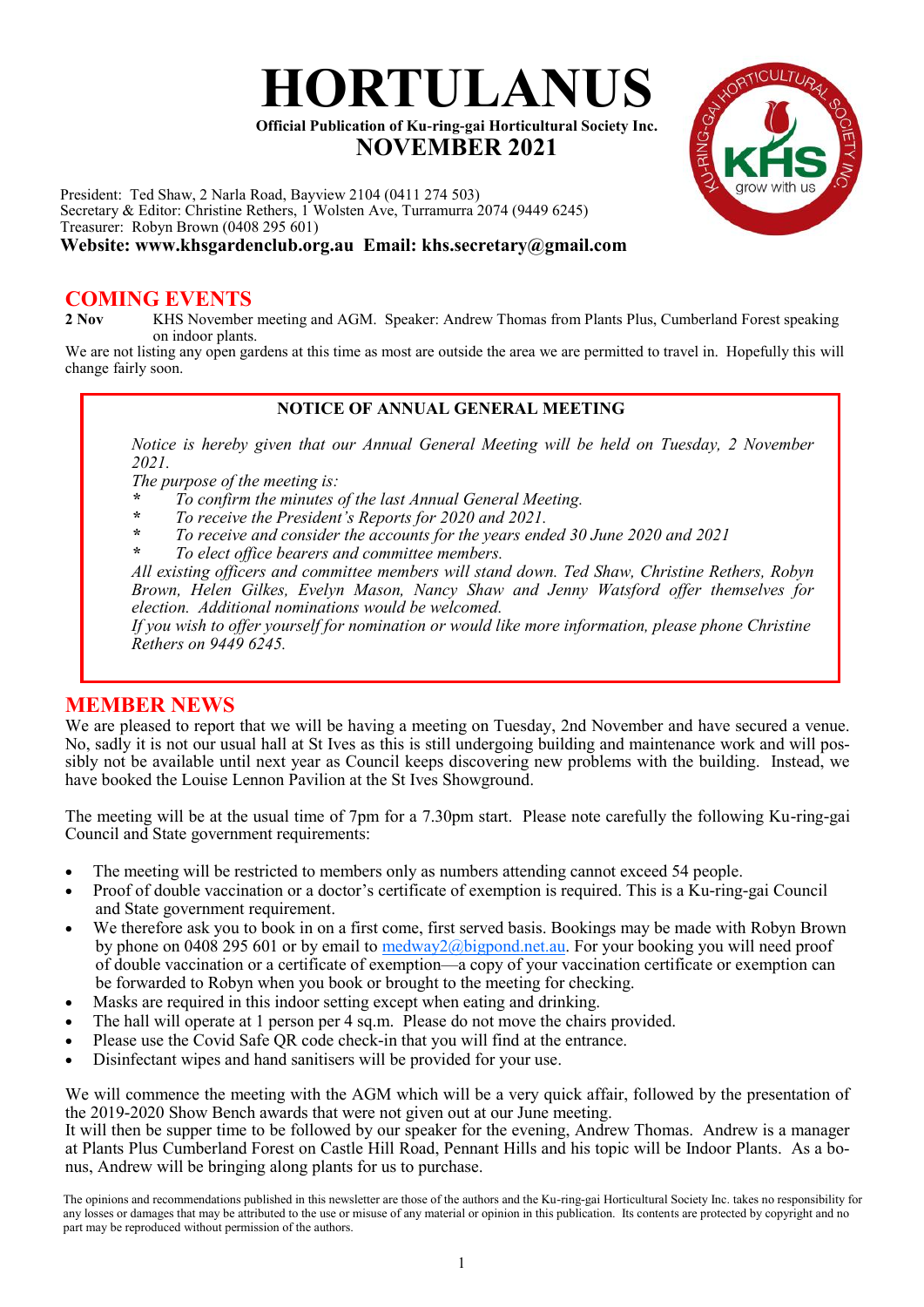# HORTULANUS

**Official Publication of Ku-ring-gai Horticultural Society Inc.**

## NOVEMBER 2021

President: Ted Shaw, 2 Narla Road, Bayview 2104 (0411 274 503)
Secretary & Editor: Christine Rethers, 1 Wolsten Ave, Turramurra 2074 (9449 6245)
Treasurer: Robyn Brown (0408 295 601)
**Website: www.khsgardenclub.org.au Email: khs.secretary@gmail.com**

## COMING EVENTS

**2 Nov** KHS November meeting and AGM. Speaker: Andrew Thomas from Plants Plus, Cumberland Forest speaking on indoor plants.

We are not listing any open gardens at this time as most are outside the area we are permitted to travel in. Hopefully this will change fairly soon.

### NOTICE OF ANNUAL GENERAL MEETING

*Notice is hereby given that our Annual General Meeting will be held on Tuesday, 2 November 2021.*

*The purpose of the meeting is:*

* *To confirm the minutes of the last Annual General Meeting.*
* *To receive the President's Reports for 2020 and 2021.*
* *To receive and consider the accounts for the years ended 30 June 2020 and 2021*
* *To elect office bearers and committee members.*

*All existing officers and committee members will stand down. Ted Shaw, Christine Rethers, Robyn Brown, Helen Gilkes, Evelyn Mason, Nancy Shaw and Jenny Watsford offer themselves for election. Additional nominations would be welcomed.*

*If you wish to offer yourself for nomination or would like more information, please phone Christine Rethers on 9449 6245.*

## MEMBER NEWS

We are pleased to report that we will be having a meeting on Tuesday, 2nd November and have secured a venue. No, sadly it is not our usual hall at St Ives as this is still undergoing building and maintenance work and will possibly not be available until next year as Council keeps discovering new problems with the building. Instead, we have booked the Louise Lennon Pavilion at the St Ives Showground.

The meeting will be at the usual time of 7pm for a 7.30pm start. Please note carefully the following Ku-ring-gai Council and State government requirements:

- The meeting will be restricted to members only as numbers attending cannot exceed 54 people.
- Proof of double vaccination or a doctor's certificate of exemption is required. This is a Ku-ring-gai Council and State government requirement.
- We therefore ask you to book in on a first come, first served basis. Bookings may be made with Robyn Brown by phone on 0408 295 601 or by email to medway2@bigpond.net.au. For your booking you will need proof of double vaccination or a certificate of exemption—a copy of your vaccination certificate or exemption can be forwarded to Robyn when you book or brought to the meeting for checking.
- Masks are required in this indoor setting except when eating and drinking.
- The hall will operate at 1 person per 4 sq.m. Please do not move the chairs provided.
- Please use the Covid Safe QR code check-in that you will find at the entrance.
- Disinfectant wipes and hand sanitisers will be provided for your use.

We will commence the meeting with the AGM which will be a very quick affair, followed by the presentation of the 2019-2020 Show Bench awards that were not given out at our June meeting.

It will then be supper time to be followed by our speaker for the evening, Andrew Thomas. Andrew is a manager at Plants Plus Cumberland Forest on Castle Hill Road, Pennant Hills and his topic will be Indoor Plants. As a bonus, Andrew will be bringing along plants for us to purchase.

The opinions and recommendations published in this newsletter are those of the authors and the Ku-ring-gai Horticultural Society Inc. takes no responsibility for any losses or damages that may be attributed to the use or misuse of any material or opinion in this publication. Its contents are protected by copyright and no part may be reproduced without permission of the authors.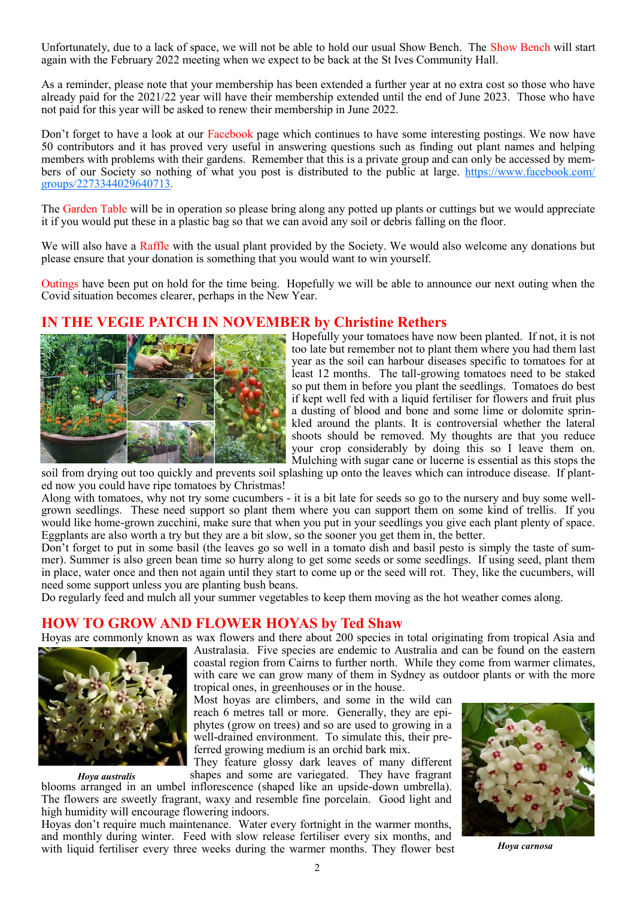Unfortunately, due to a lack of space, we will not be able to hold our usual Show Bench. The Show Bench will start again with the February 2022 meeting when we expect to be back at the St Ives Community Hall.

As a reminder, please note that your membership has been extended a further year at no extra cost so those who have already paid for the 2021/22 year will have their membership extended until the end of June 2023. Those who have not paid for this year will be asked to renew their membership in June 2022.

Don't forget to have a look at our Facebook page which continues to have some interesting postings. We now have 50 contributors and it has proved very useful in answering questions such as finding out plant names and helping members with problems with their gardens. Remember that this is a private group and can only be accessed by members of our Society so nothing of what you post is distributed to the public at large. https://www.facebook.com/groups/2273344029640713.

The Garden Table will be in operation so please bring along any potted up plants or cuttings but we would appreciate it if you would put these in a plastic bag so that we can avoid any soil or debris falling on the floor.

We will also have a Raffle with the usual plant provided by the Society. We would also welcome any donations but please ensure that your donation is something that you would want to win yourself.

Outings have been put on hold for the time being. Hopefully we will be able to announce our next outing when the Covid situation becomes clearer, perhaps in the New Year.

## IN THE VEGIE PATCH IN NOVEMBER by Christine Rethers

Hopefully your tomatoes have now been planted. If not, it is not too late but remember not to plant them where you had them last year as the soil can harbour diseases specific to tomatoes for at least 12 months. The tall-growing tomatoes need to be staked so put them in before you plant the seedlings. Tomatoes do best if kept well fed with a liquid fertiliser for flowers and fruit plus a dusting of blood and bone and some lime or dolomite sprinkled around the plants. It is controversial whether the lateral shoots should be removed. My thoughts are that you reduce your crop considerably by doing this so I leave them on. Mulching with sugar cane or lucerne is essential as this stops the soil from drying out too quickly and prevents soil splashing up onto the leaves which can introduce disease. If planted now you could have ripe tomatoes by Christmas!

Along with tomatoes, why not try some cucumbers - it is a bit late for seeds so go to the nursery and buy some well-grown seedlings. These need support so plant them where you can support them on some kind of trellis. If you would like home-grown zucchini, make sure that when you put in your seedlings you give each plant plenty of space. Eggplants are also worth a try but they are a bit slow, so the sooner you get them in, the better.

Don't forget to put in some basil (the leaves go so well in a tomato dish and basil pesto is simply the taste of summer). Summer is also green bean time so hurry along to get some seeds or some seedlings. If using seed, plant them in place, water once and then not again until they start to come up or the seed will rot. They, like the cucumbers, will need some support unless you are planting bush beans.

Do regularly feed and mulch all your summer vegetables to keep them moving as the hot weather comes along.

## HOW TO GROW AND FLOWER HOYAS by Ted Shaw

Hoyas are commonly known as wax flowers and there about 200 species in total originating from tropical Asia and Australasia. Five species are endemic to Australia and can be found on the eastern coastal region from Cairns to further north. While they come from warmer climates, with care we can grow many of them in Sydney as outdoor plants or with the more tropical ones, in greenhouses or in the house.

*Hoya australis*

Most hoyas are climbers, and some in the wild can reach 6 metres tall or more. Generally, they are epiphytes (grow on trees) and so are used to growing in a well-drained environment. To simulate this, their preferred growing medium is an orchid bark mix.

They feature glossy dark leaves of many different shapes and some are variegated. They have fragrant blooms arranged in an umbel inflorescence (shaped like an upside-down umbrella). The flowers are sweetly fragrant, waxy and resemble fine porcelain. Good light and high humidity will encourage flowering indoors.

Hoyas don't require much maintenance. Water every fortnight in the warmer months, and monthly during winter. Feed with slow release fertiliser every six months, and with liquid fertiliser every three weeks during the warmer months. They flower best

*Hoya carnosa*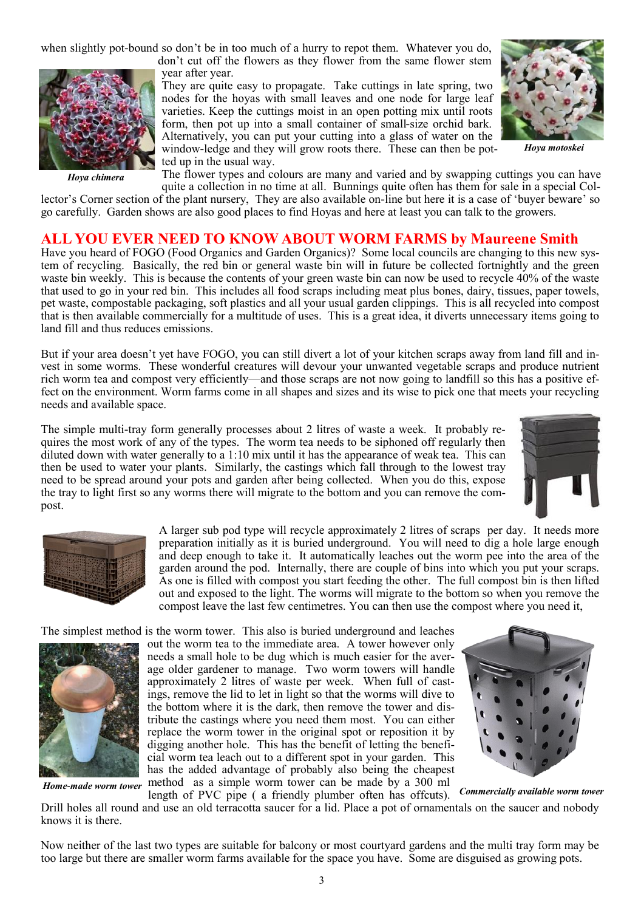when slightly pot-bound so don't be in too much of a hurry to repot them. Whatever you do, don't cut off the flowers as they flower from the same flower stem year after year.

They are quite easy to propagate. Take cuttings in late spring, two nodes for the hoyas with small leaves and one node for large leaf varieties. Keep the cuttings moist in an open potting mix until roots form, then pot up into a small container of small-size orchid bark. Alternatively, you can put your cutting into a glass of water on the window-ledge and they will grow roots there. These can then be potted up in the usual way.

*Hoya chimera*

*Hoya motoskei*

The flower types and colours are many and varied and by swapping cuttings you can have quite a collection in no time at all. Bunnings quite often has them for sale in a special Collector's Corner section of the plant nursery, They are also available on-line but here it is a case of 'buyer beware' so go carefully. Garden shows are also good places to find Hoyas and here at least you can talk to the growers.

## ALL YOU EVER NEED TO KNOW ABOUT WORM FARMS by Maureene Smith

Have you heard of FOGO (Food Organics and Garden Organics)? Some local councils are changing to this new system of recycling. Basically, the red bin or general waste bin will in future be collected fortnightly and the green waste bin weekly. This is because the contents of your green waste bin can now be used to recycle 40% of the waste that used to go in your red bin. This includes all food scraps including meat plus bones, dairy, tissues, paper towels, pet waste, compostable packaging, soft plastics and all your usual garden clippings. This is all recycled into compost that is then available commercially for a multitude of uses. This is a great idea, it diverts unnecessary items going to land fill and thus reduces emissions.

But if your area doesn't yet have FOGO, you can still divert a lot of your kitchen scraps away from land fill and invest in some worms. These wonderful creatures will devour your unwanted vegetable scraps and produce nutrient rich worm tea and compost very efficiently—and those scraps are not now going to landfill so this has a positive effect on the environment. Worm farms come in all shapes and sizes and its wise to pick one that meets your recycling needs and available space.

The simple multi-tray form generally processes about 2 litres of waste a week. It probably requires the most work of any of the types. The worm tea needs to be siphoned off regularly then diluted down with water generally to a 1:10 mix until it has the appearance of weak tea. This can then be used to water your plants. Similarly, the castings which fall through to the lowest tray need to be spread around your pots and garden after being collected. When you do this, expose the tray to light first so any worms there will migrate to the bottom and you can remove the compost.

A larger sub pod type will recycle approximately 2 litres of scraps per day. It needs more preparation initially as it is buried underground. You will need to dig a hole large enough and deep enough to take it. It automatically leaches out the worm pee into the area of the garden around the pod. Internally, there are couple of bins into which you put your scraps. As one is filled with compost you start feeding the other. The full compost bin is then lifted out and exposed to the light. The worms will migrate to the bottom so when you remove the compost leave the last few centimetres. You can then use the compost where you need it,

The simplest method is the worm tower. This also is buried underground and leaches out the worm tea to the immediate area. A tower however only needs a small hole to be dug which is much easier for the average older gardener to manage. Two worm towers will handle approximately 2 litres of waste per week. When full of castings, remove the lid to let in light so that the worms will dive to the bottom where it is the dark, then remove the tower and distribute the castings where you need them most. You can either replace the worm tower in the original spot or reposition it by digging another hole. This has the benefit of letting the beneficial worm tea leach out to a different spot in your garden. This has the added advantage of probably also being the cheapest method as a simple worm tower can be made by a 300 ml length of PVC pipe ( a friendly plumber often has offcuts). Drill holes all round and use an old terracotta saucer for a lid. Place a pot of ornamentals on the saucer and nobody knows it is there.

*Home-made worm tower*

*Commercially available worm tower*

Now neither of the last two types are suitable for balcony or most courtyard gardens and the multi tray form may be too large but there are smaller worm farms available for the space you have. Some are disguised as growing pots.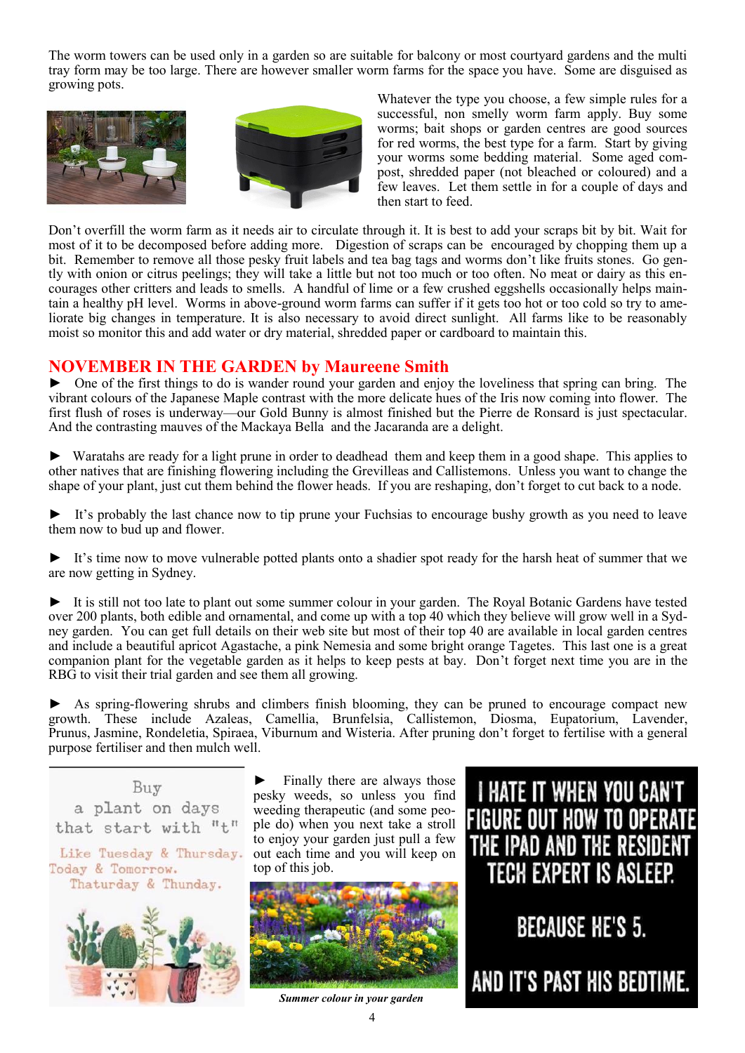The worm towers can be used only in a garden so are suitable for balcony or most courtyard gardens and the multi tray form may be too large. There are however smaller worm farms for the space you have. Some are disguised as growing pots.

Whatever the type you choose, a few simple rules for a successful, non smelly worm farm apply. Buy some worms; bait shops or garden centres are good sources for red worms, the best type for a farm. Start by giving your worms some bedding material. Some aged compost, shredded paper (not bleached or coloured) and a few leaves. Let them settle in for a couple of days and then start to feed.

Don't overfill the worm farm as it needs air to circulate through it. It is best to add your scraps bit by bit. Wait for most of it to be decomposed before adding more. Digestion of scraps can be encouraged by chopping them up a bit. Remember to remove all those pesky fruit labels and tea bag tags and worms don't like fruits stones. Go gently with onion or citrus peelings; they will take a little but not too much or too often. No meat or dairy as this encourages other critters and leads to smells. A handful of lime or a few crushed eggshells occasionally helps maintain a healthy pH level. Worms in above-ground worm farms can suffer if it gets too hot or too cold so try to ameliorate big changes in temperature. It is also necessary to avoid direct sunlight. All farms like to be reasonably moist so monitor this and add water or dry material, shredded paper or cardboard to maintain this.

## NOVEMBER IN THE GARDEN by Maureene Smith

► One of the first things to do is wander round your garden and enjoy the loveliness that spring can bring. The vibrant colours of the Japanese Maple contrast with the more delicate hues of the Iris now coming into flower. The first flush of roses is underway—our Gold Bunny is almost finished but the Pierre de Ronsard is just spectacular. And the contrasting mauves of the Mackaya Bella and the Jacaranda are a delight.

► Waratahs are ready for a light prune in order to deadhead them and keep them in a good shape. This applies to other natives that are finishing flowering including the Grevilleas and Callistemons. Unless you want to change the shape of your plant, just cut them behind the flower heads. If you are reshaping, don't forget to cut back to a node.

► It's probably the last chance now to tip prune your Fuchsias to encourage bushy growth as you need to leave them now to bud up and flower.

► It's time now to move vulnerable potted plants onto a shadier spot ready for the harsh heat of summer that we are now getting in Sydney.

► It is still not too late to plant out some summer colour in your garden. The Royal Botanic Gardens have tested over 200 plants, both edible and ornamental, and come up with a top 40 which they believe will grow well in a Sydney garden. You can get full details on their web site but most of their top 40 are available in local garden centres and include a beautiful apricot Agastache, a pink Nemesia and some bright orange Tagetes. This last one is a great companion plant for the vegetable garden as it helps to keep pests at bay. Don't forget next time you are in the RBG to visit their trial garden and see them all growing.

► As spring-flowering shrubs and climbers finish blooming, they can be pruned to encourage compact new growth. These include Azaleas, Camellia, Brunfelsia, Callistemon, Diosma, Eupatorium, Lavender, Prunus, Jasmine, Rondeletia, Spiraea, Viburnum and Wisteria. After pruning don't forget to fertilise with a general purpose fertiliser and then mulch well.

► Finally there are always those pesky weeds, so unless you find weeding therapeutic (and some people do) when you next take a stroll to enjoy your garden just pull a few out each time and you will keep on top of this job.

*Summer colour in your garden*